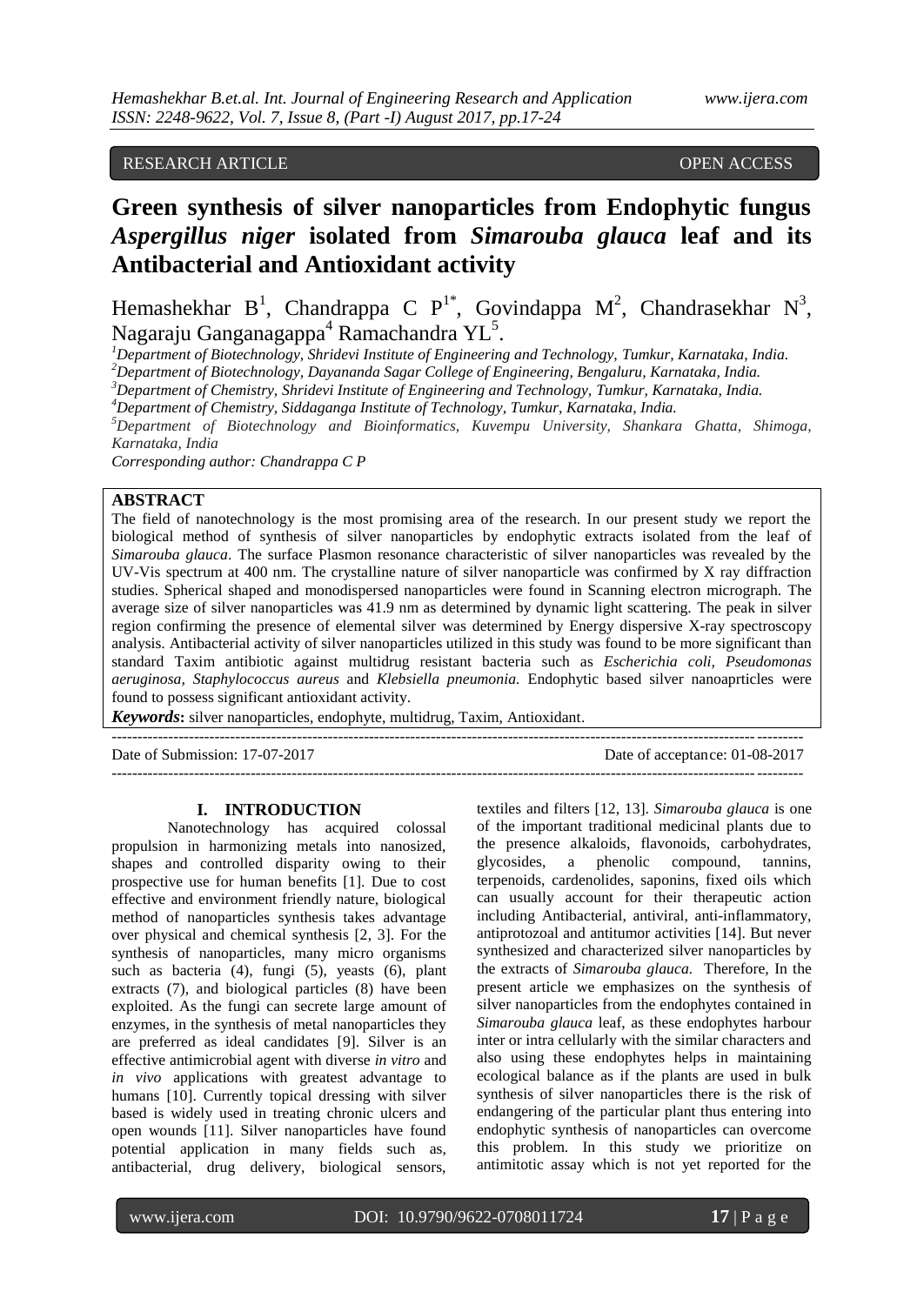RESEARCH ARTICLE OPEN ACCESS

# Green synthesis of silver nanoparticles from Endophytic fungus *Aspergillus niger* isolated from *Simarouba glauca* leaf and its Antibacterial and Antioxidant activity

Hemashekhar B[1], Chandrappa C P[1*], Govindappa M[2], Chandrasekhar N[3], Nagaraju Ganganagappa[4] Ramachandra YL[5].

[1]Department of Biotechnology, Shridevi Institute of Engineering and Technology, Tumkur, Karnataka, India.
[2]Department of Biotechnology, Dayananda Sagar College of Engineering, Bengaluru, Karnataka, India.
[3]Department of Chemistry, Shridevi Institute of Engineering and Technology, Tumkur, Karnataka, India.
[4]Department of Chemistry, Siddaganga Institute of Technology, Tumkur, Karnataka, India.
[5]Department of Biotechnology and Bioinformatics, Kuvempu University, Shankara Ghatta, Shimoga, Karnataka, India

*Corresponding author: Chandrappa C P*

**ABSTRACT**

The field of nanotechnology is the most promising area of the research. In our present study we report the biological method of synthesis of silver nanoparticles by endophytic extracts isolated from the leaf of *Simarouba glauca*. The surface Plasmon resonance characteristic of silver nanoparticles was revealed by the UV-Vis spectrum at 400 nm. The crystalline nature of silver nanoparticle was confirmed by X ray diffraction studies. Spherical shaped and monodispersed nanoparticles were found in Scanning electron micrograph. The average size of silver nanoparticles was 41.9 nm as determined by dynamic light scattering. The peak in silver region confirming the presence of elemental silver was determined by Energy dispersive X-ray spectroscopy analysis. Antibacterial activity of silver nanoparticles utilized in this study was found to be more significant than standard Taxim antibiotic against multidrug resistant bacteria such as *Escherichia coli, Pseudomonas aeruginosa, Staphylococcus aureus* and *Klebsiella pneumonia.* Endophytic based silver nanoaprticles were found to possess significant antioxidant activity.

***Keywords*:** silver nanoparticles, endophyte, multidrug, Taxim, Antioxidant.

Date of Submission: 17-07-2017 Date of acceptance: 01-08-2017

## I. INTRODUCTION

Nanotechnology has acquired colossal propulsion in harmonizing metals into nanosized, shapes and controlled disparity owing to their prospective use for human benefits [1]. Due to cost effective and environment friendly nature, biological method of nanoparticles synthesis takes advantage over physical and chemical synthesis [2, 3]. For the synthesis of nanoparticles, many micro organisms such as bacteria (4), fungi (5), yeasts (6), plant extracts (7), and biological particles (8) have been exploited. As the fungi can secrete large amount of enzymes, in the synthesis of metal nanoparticles they are preferred as ideal candidates [9]. Silver is an effective antimicrobial agent with diverse *in vitro* and *in vivo* applications with greatest advantage to humans [10]. Currently topical dressing with silver based is widely used in treating chronic ulcers and open wounds [11]. Silver nanoparticles have found potential application in many fields such as, antibacterial, drug delivery, biological sensors, textiles and filters [12, 13]. *Simarouba glauca* is one of the important traditional medicinal plants due to the presence alkaloids, flavonoids, carbohydrates, glycosides, a phenolic compound, tannins, terpenoids, cardenolides, saponins, fixed oils which can usually account for their therapeutic action including Antibacterial, antiviral, anti-inflammatory, antiprotozoal and antitumor activities [14]. But never synthesized and characterized silver nanoparticles by the extracts of *Simarouba glauca.* Therefore, In the present article we emphasizes on the synthesis of silver nanoparticles from the endophytes contained in *Simarouba glauca* leaf, as these endophytes harbour inter or intra cellularly with the similar characters and also using these endophytes helps in maintaining ecological balance as if the plants are used in bulk synthesis of silver nanoparticles there is the risk of endangering of the particular plant thus entering into endophytic synthesis of nanoparticles can overcome this problem. In this study we prioritize on antimitotic assay which is not yet reported for the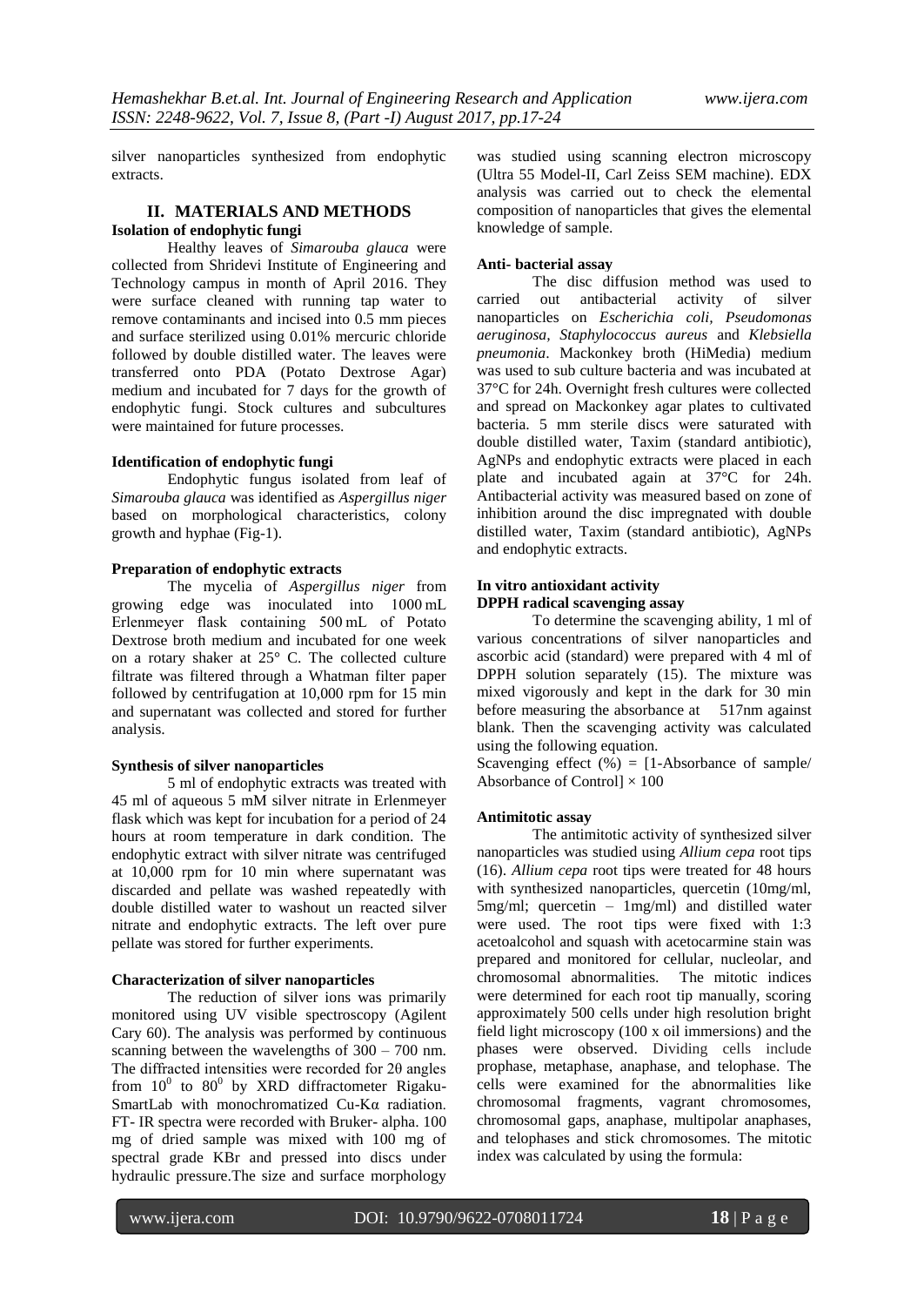silver nanoparticles synthesized from endophytic extracts.

## II. MATERIALS AND METHODS

**Isolation of endophytic fungi**

Healthy leaves of *Simarouba glauca* were collected from Shridevi Institute of Engineering and Technology campus in month of April 2016. They were surface cleaned with running tap water to remove contaminants and incised into 0.5 mm pieces and surface sterilized using 0.01% mercuric chloride followed by double distilled water. The leaves were transferred onto PDA (Potato Dextrose Agar) medium and incubated for 7 days for the growth of endophytic fungi. Stock cultures and subcultures were maintained for future processes.

**Identification of endophytic fungi**

Endophytic fungus isolated from leaf of *Simarouba glauca* was identified as *Aspergillus niger* based on morphological characteristics, colony growth and hyphae (Fig-1).

**Preparation of endophytic extracts**

The mycelia of *Aspergillus niger* from growing edge was inoculated into 1000 mL Erlenmeyer flask containing 500 mL of Potato Dextrose broth medium and incubated for one week on a rotary shaker at 25° C. The collected culture filtrate was filtered through a Whatman filter paper followed by centrifugation at 10,000 rpm for 15 min and supernatant was collected and stored for further analysis.

**Synthesis of silver nanoparticles**

5 ml of endophytic extracts was treated with 45 ml of aqueous 5 mM silver nitrate in Erlenmeyer flask which was kept for incubation for a period of 24 hours at room temperature in dark condition. The endophytic extract with silver nitrate was centrifuged at 10,000 rpm for 10 min where supernatant was discarded and pellate was washed repeatedly with double distilled water to washout un reacted silver nitrate and endophytic extracts. The left over pure pellate was stored for further experiments.

**Characterization of silver nanoparticles**

The reduction of silver ions was primarily monitored using UV visible spectroscopy (Agilent Cary 60). The analysis was performed by continuous scanning between the wavelengths of 300 – 700 nm. The diffracted intensities were recorded for 2θ angles from $10^0$ to $80^0$ by XRD diffractometer Rigaku-SmartLab with monochromatized Cu-Kα radiation. FT- IR spectra were recorded with Bruker- alpha. 100 mg of dried sample was mixed with 100 mg of spectral grade KBr and pressed into discs under hydraulic pressure.The size and surface morphology was studied using scanning electron microscopy (Ultra 55 Model-II, Carl Zeiss SEM machine). EDX analysis was carried out to check the elemental composition of nanoparticles that gives the elemental knowledge of sample.

**Anti- bacterial assay**

The disc diffusion method was used to carried out antibacterial activity of silver nanoparticles on *Escherichia coli*, *Pseudomonas aeruginosa*, *Staphylococcus aureus* and *Klebsiella pneumonia*. Mackonkey broth (HiMedia) medium was used to sub culture bacteria and was incubated at 37°C for 24h. Overnight fresh cultures were collected and spread on Mackonkey agar plates to cultivated bacteria. 5 mm sterile discs were saturated with double distilled water, Taxim (standard antibiotic), AgNPs and endophytic extracts were placed in each plate and incubated again at 37°C for 24h. Antibacterial activity was measured based on zone of inhibition around the disc impregnated with double distilled water, Taxim (standard antibiotic), AgNPs and endophytic extracts.

**In vitro antioxidant activity**

**DPPH radical scavenging assay**

To determine the scavenging ability, 1 ml of various concentrations of silver nanoparticles and ascorbic acid (standard) were prepared with 4 ml of DPPH solution separately (15). The mixture was mixed vigorously and kept in the dark for 30 min before measuring the absorbance at 517nm against blank. Then the scavenging activity was calculated using the following equation.

Scavenging effect (%) = [1-Absorbance of sample/ Absorbance of Control] × 100

**Antimitotic assay**

The antimitotic activity of synthesized silver nanoparticles was studied using *Allium cepa* root tips (16). *Allium cepa* root tips were treated for 48 hours with synthesized nanoparticles, quercetin (10mg/ml, 5mg/ml; quercetin – 1mg/ml) and distilled water were used. The root tips were fixed with 1:3 acetoalcohol and squash with acetocarmine stain was prepared and monitored for cellular, nucleolar, and chromosomal abnormalities. The mitotic indices were determined for each root tip manually, scoring approximately 500 cells under high resolution bright field light microscopy (100 x oil immersions) and the phases were observed. Dividing cells include prophase, metaphase, anaphase, and telophase. The cells were examined for the abnormalities like chromosomal fragments, vagrant chromosomes, chromosomal gaps, anaphase, multipolar anaphases, and telophases and stick chromosomes. The mitotic index was calculated by using the formula: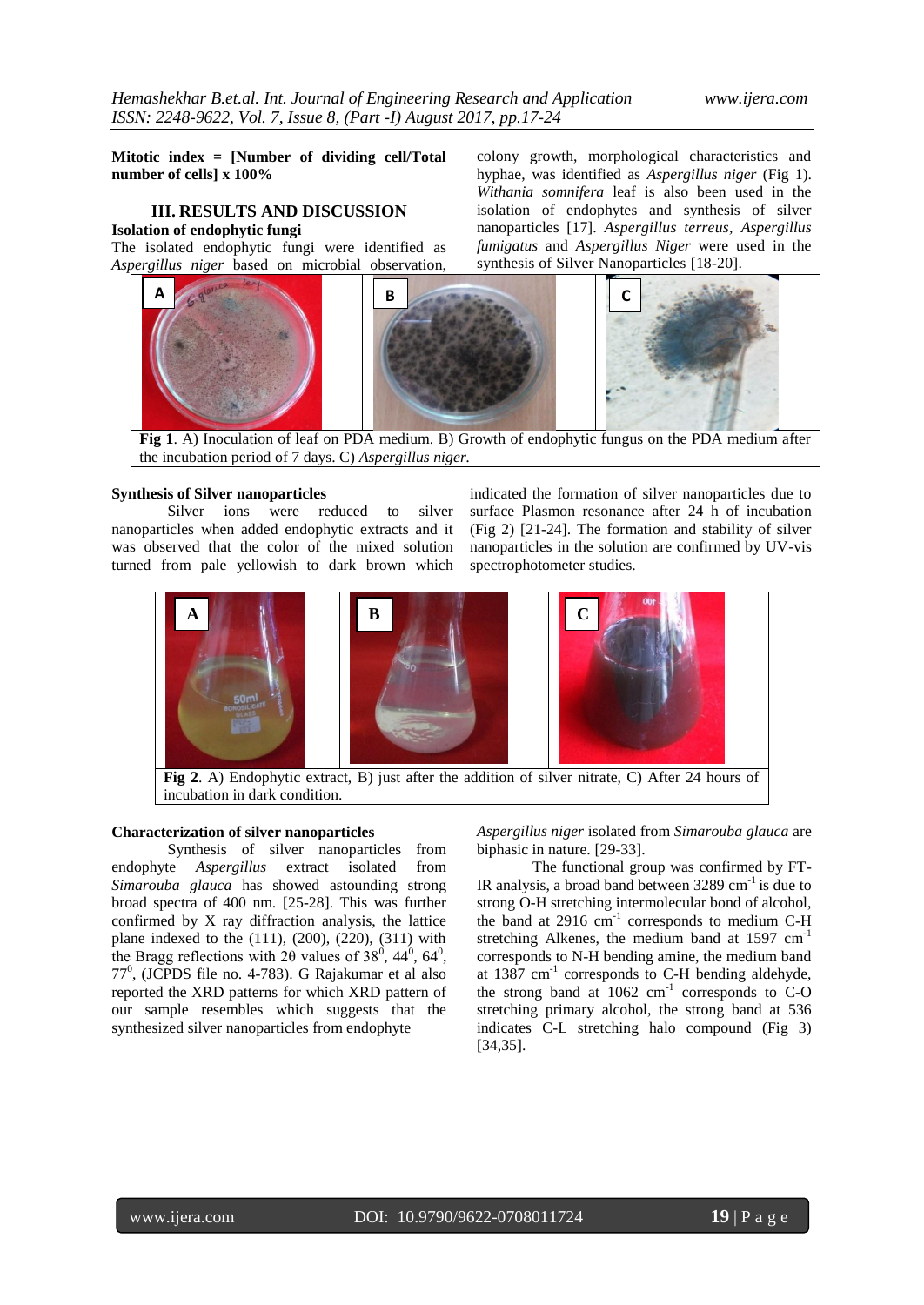**Mitotic index = [Number of dividing cell/Total number of cells] x 100%**

## III. RESULTS AND DISCUSSION

**Isolation of endophytic fungi**

The isolated endophytic fungi were identified as *Aspergillus niger* based on microbial observation, colony growth, morphological characteristics and hyphae, was identified as *Aspergillus niger* (Fig 1). *Withania somnifera* leaf is also been used in the isolation of endophytes and synthesis of silver nanoparticles [17]. *Aspergillus terreus*, *Aspergillus fumigatus* and *Aspergillus Niger* were used in the synthesis of Silver Nanoparticles [18-20].

**Fig 1**. A) Inoculation of leaf on PDA medium. B) Growth of endophytic fungus on the PDA medium after the incubation period of 7 days. C) *Aspergillus niger.*

**Synthesis of Silver nanoparticles**

Silver ions were reduced to silver nanoparticles when added endophytic extracts and it was observed that the color of the mixed solution turned from pale yellowish to dark brown which indicated the formation of silver nanoparticles due to surface Plasmon resonance after 24 h of incubation (Fig 2) [21-24]. The formation and stability of silver nanoparticles in the solution are confirmed by UV-vis spectrophotometer studies.

**Fig 2**. A) Endophytic extract, B) just after the addition of silver nitrate, C) After 24 hours of incubation in dark condition.

**Characterization of silver nanoparticles**

Synthesis of silver nanoparticles from endophyte *Aspergillus* extract isolated from *Simarouba glauca* has showed astounding strong broad spectra of 400 nm. [25-28]. This was further confirmed by X ray diffraction analysis, the lattice plane indexed to the (111), (200), (220), (311) with the Bragg reflections with 2θ values of $38^0$, $44^0$, $64^0$, $77^0$, (JCPDS file no. 4-783). G Rajakumar et al also reported the XRD patterns for which XRD pattern of our sample resembles which suggests that the synthesized silver nanoparticles from endophyte *Aspergillus niger* isolated from *Simarouba glauca* are biphasic in nature. [29-33].

The functional group was confirmed by FT-IR analysis, a broad band between 3289 $cm^{-1}$ is due to strong O-H stretching intermolecular bond of alcohol, the band at 2916 $cm^{-1}$ corresponds to medium C-H stretching Alkenes, the medium band at 1597 $cm^{-1}$ corresponds to N-H bending amine, the medium band at 1387 $cm^{-1}$ corresponds to C-H bending aldehyde, the strong band at 1062 $cm^{-1}$ corresponds to C-O stretching primary alcohol, the strong band at 536 indicates C-L stretching halo compound (Fig 3) [34,35].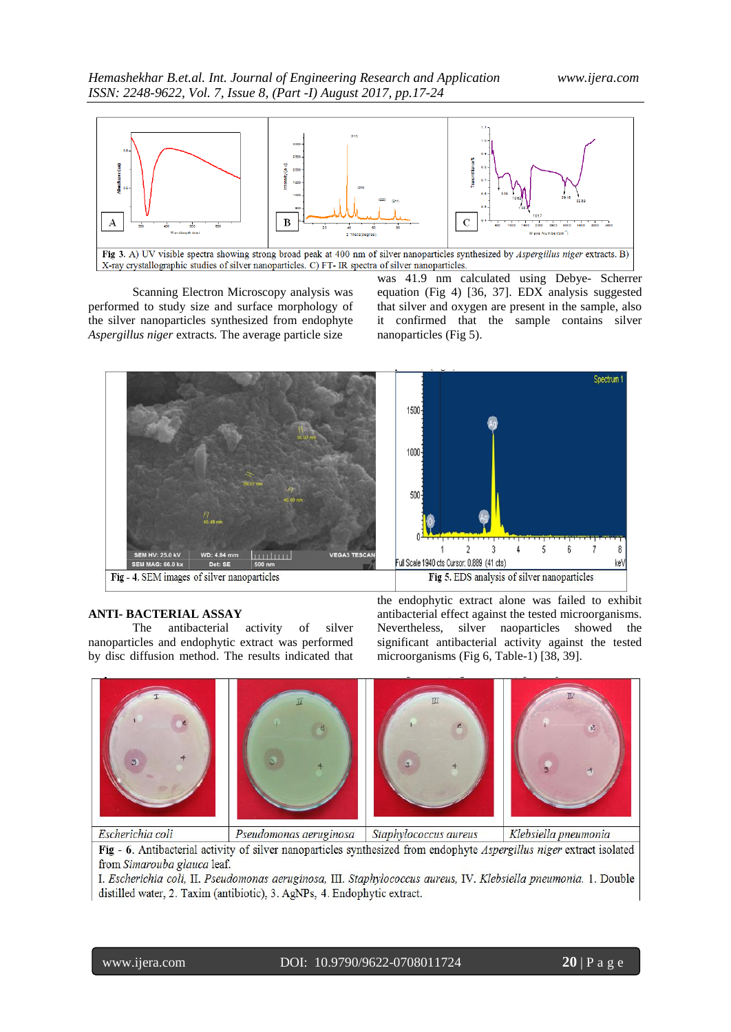Fig 3. A) UV visible spectra showing strong broad peak at 400 nm of silver nanoparticles synthesized by *Aspergillus niger* extracts. B) X-ray crystallographic studies of silver nanoparticles. C) FT- IR spectra of silver nanoparticles.

Scanning Electron Microscopy analysis was performed to study size and surface morphology of the silver nanoparticles synthesized from endophyte *Aspergillus niger* extracts. The average particle size was 41.9 nm calculated using Debye- Scherrer equation (Fig 4) [36, 37]. EDX analysis suggested that silver and oxygen are present in the sample, also it confirmed that the sample contains silver nanoparticles (Fig 5).

Fig - 4. SEM images of silver nanoparticles

Fig 5. EDS analysis of silver nanoparticles

## ANTI- BACTERIAL ASSAY

The antibacterial activity of silver nanoparticles and endophytic extract was performed by disc diffusion method. The results indicated that the endophytic extract alone was failed to exhibit antibacterial effect against the tested microorganisms. Nevertheless, silver naoparticles showed the significant antibacterial activity against the tested microorganisms (Fig 6, Table-1) [38, 39].

| *Escherichia coli* | *Pseudomonas aeruginosa* | *Staphylococcus aureus* | *Klebsiella pneumonia* |
|---|---|---|---|

Fig - 6. Antibacterial activity of silver nanoparticles synthesized from endophyte *Aspergillus niger* extract isolated from *Simarouba glauca* leaf.
I. *Escherichia coli*, II. *Pseudomonas aeruginosa*, III. *Staphylococcus aureus*, IV. *Klebsiella pneumonia*. 1. Double distilled water, 2. Taxim (antibiotic), 3. AgNPs, 4. Endophytic extract.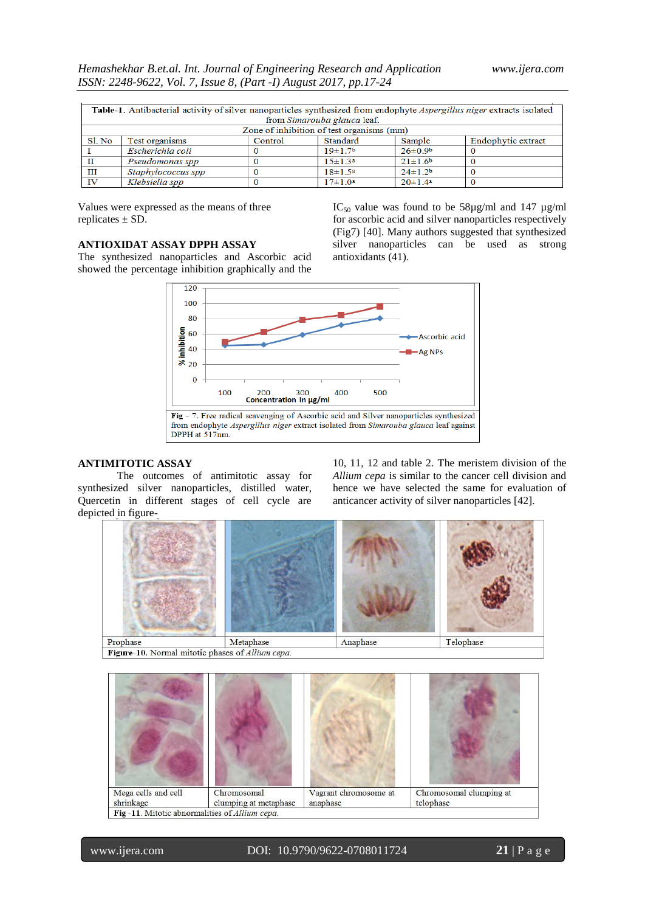**Table-1**. Antibacterial activity of silver nanoparticles synthesized from endophyte *Aspergillus niger* extracts isolated from *Simarouba glauca* leaf.

| Zone of inhibition of test organisms (mm) | | | | | |
|---|---|---|---|---|---|
| Sl. No | Test organisms | Control | Standard | Sample | Endophytic extract |
| I | *Escherichia coli* | 0 | 19±1.7[b] | 26±0.9[b] | 0 |
| II | *Pseudomonas spp* | 0 | 15±1.3[a] | 21±1.6[b] | 0 |
| III | *Staphylococcus spp* | 0 | 18±1.5[a] | 24±1.2[b] | 0 |
| IV | *Klebsiella spp* | 0 | 17±1.0[a] | 20±1.4[a] | 0 |

Values were expressed as the means of three replicates ± SD.

## ANTIOXIDAT ASSAY DPPH ASSAY

The synthesized nanoparticles and Ascorbic acid showed the percentage inhibition graphically and the $IC_{50}$ value was found to be 58µg/ml and 147 µg/ml for ascorbic acid and silver nanoparticles respectively (Fig7) [40]. Many authors suggested that synthesized silver nanoparticles can be used as strong antioxidants (41).

**Fig - 7.** Free radical scavenging of Ascorbic acid and Silver nanoparticles synthesized from endophyte *Aspergillus niger* extract isolated from *Simarouba glauca* leaf against DPPH at 517nm.

## ANTIMITOTIC ASSAY

The outcomes of antimitotic assay for synthesized silver nanoparticles, distilled water, Quercetin in different stages of cell cycle are depicted in figure-10, 11, 12 and table 2. The meristem division of the *Allium cepa* is similar to the cancer cell division and hence we have selected the same for evaluation of anticancer activity of silver nanoparticles [42].

Prophase | Metaphase | Anaphase | Telophase

**Figure-10.** Normal mitotic phases of *Allium cepa*.

Mega cells and cell shrinkage | Chromosomal clumping at metaphase | Vagrant chromosome at anaphase | Chromosomal clumping at telophase

**Fig -11**. Mitotic abnormalities of *Allium cepa*.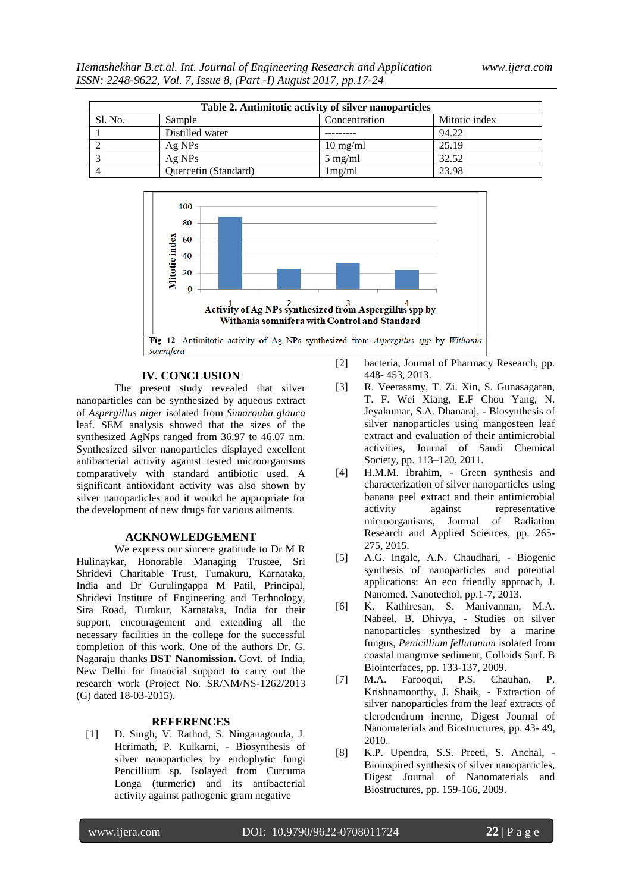**Table 2. Antimitotic activity of silver nanoparticles**

| Sl. No. | Sample | Concentration | Mitotic index |
|---|---|---|---|
| 1 | Distilled water | --------- | 94.22 |
| 2 | Ag NPs | 10 mg/ml | 25.19 |
| 3 | Ag NPs | 5 mg/ml | 32.52 |
| 4 | Quercetin (Standard) | 1mg/ml | 23.98 |

**Fig 12**. Antimitotic activity of Ag NPs synthesized from *Aspergillus spp* by *Withania somnifera*

## IV. CONCLUSION

The present study revealed that silver nanoparticles can be synthesized by aqueous extract of *Aspergillus niger* isolated from *Simarouba glauca* leaf. SEM analysis showed that the sizes of the synthesized AgNps ranged from 36.97 to 46.07 nm. Synthesized silver nanoparticles displayed excellent antibacterial activity against tested microorganisms comparatively with standard antibiotic used. A significant antioxidant activity was also shown by silver nanoparticles and it woukd be appropriate for the development of new drugs for various ailments.

## ACKNOWLEDGEMENT

We express our sincere gratitude to Dr M R Hulinaykar, Honorable Managing Trustee, Sri Shridevi Charitable Trust, Tumakuru, Karnataka, India and Dr Gurulingappa M Patil, Principal, Shridevi Institute of Engineering and Technology, Sira Road, Tumkur, Karnataka, India for their support, encouragement and extending all the necessary facilities in the college for the successful completion of this work. One of the authors Dr. G. Nagaraju thanks **DST Nanomission.** Govt. of India, New Delhi for financial support to carry out the research work (Project No. SR/NM/NS-1262/2013 (G) dated 18-03-2015).

## REFERENCES

[1] D. Singh, V. Rathod, S. Ninganagouda, J. Herimath, P. Kulkarni, - Biosynthesis of silver nanoparticles by endophytic fungi Pencillium sp. Isolayed from Curcuma Longa (turmeric) and its antibacterial activity against pathogenic gram negative bacteria, Journal of Pharmacy Research, pp. 448- 453, 2013.

[2]

[3] R. Veerasamy, T. Zi. Xin, S. Gunasagaran, T. F. Wei Xiang, E.F Chou Yang, N. Jeyakumar, S.A. Dhanaraj, - Biosynthesis of silver nanoparticles using mangosteen leaf extract and evaluation of their antimicrobial activities, Journal of Saudi Chemical Society, pp. 113–120, 2011.

[4] H.M.M. Ibrahim, - Green synthesis and characterization of silver nanoparticles using banana peel extract and their antimicrobial activity against representative microorganisms, Journal of Radiation Research and Applied Sciences, pp. 265-275, 2015.

[5] A.G. Ingale, A.N. Chaudhari, - Biogenic synthesis of nanoparticles and potential applications: An eco friendly approach, J. Nanomed. Nanotechol, pp.1-7, 2013.

[6] K. Kathiresan, S. Manivannan, M.A. Nabeel, B. Dhivya, - Studies on silver nanoparticles synthesized by a marine fungus, *Penicillium fellutanum* isolated from coastal mangrove sediment, Colloids Surf. B Biointerfaces, pp. 133-137, 2009.

[7] M.A. Farooqui, P.S. Chauhan, P. Krishnamoorthy, J. Shaik, - Extraction of silver nanoparticles from the leaf extracts of clerodendrum inerme, Digest Journal of Nanomaterials and Biostructures, pp. 43- 49, 2010.

[8] K.P. Upendra, S.S. Preeti, S. Anchal, - Bioinspired synthesis of silver nanoparticles, Digest Journal of Nanomaterials and Biostructures, pp. 159-166, 2009.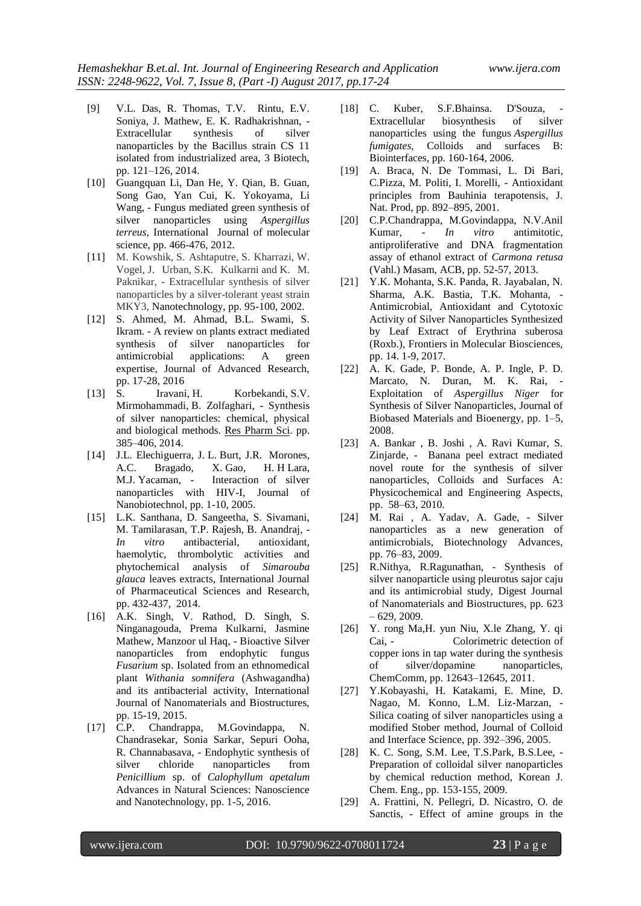[9] V.L. Das, R. Thomas, T.V. Rintu, E.V. Soniya, J. Mathew, E. K. Radhakrishnan, - Extracellular synthesis of silver nanoparticles by the Bacillus strain CS 11 isolated from industrialized area, 3 Biotech, pp. 121–126, 2014.

[10] Guangquan Li, Dan He, Y. Qian, B. Guan, Song Gao, Yan Cui, K. Yokoyama, Li Wang, - Fungus mediated green synthesis of silver nanoparticles using *Aspergillus terreus*, International Journal of molecular science, pp. 466-476, 2012.

[11] M. Kowshik, S. Ashtaputre, S. Kharrazi, W. Vogel, J. Urban, S.K. Kulkarni and K. M. Paknikar, - Extracellular synthesis of silver nanoparticles by a silver-tolerant yeast strain MKY3, Nanotechnology, pp. 95-100, 2002.

[12] S. Ahmed, M. Ahmad, B.L. Swami, S. Ikram. - A review on plants extract mediated synthesis of silver nanoparticles for antimicrobial applications: A green expertise, Journal of Advanced Research, pp. 17-28, 2016

[13] S. Iravani, H. Korbekandi, S.V. Mirmohammadi, B. Zolfaghari, - Synthesis of silver nanoparticles: chemical, physical and biological methods. Res Pharm Sci. pp. 385–406, 2014.

[14] J.L. Elechiguerra, J. L. Burt, J.R. Morones, A.C. Bragado, X. Gao, H. H Lara, M.J. Yacaman, - Interaction of silver nanoparticles with HIV-I, Journal of Nanobiotechnol, pp. 1-10, 2005.

[15] L.K. Santhana, D. Sangeetha, S. Sivamani, M. Tamilarasan, T.P. Rajesh, B. Anandraj, - *In vitro* antibacterial, antioxidant, haemolytic, thrombolytic activities and phytochemical analysis of *Simarouba glauca* leaves extracts, International Journal of Pharmaceutical Sciences and Research, pp. 432-437, 2014.

[16] A.K. Singh, V. Rathod, D. Singh, S. Ninganagouda, Prema Kulkarni, Jasmine Mathew, Manzoor ul Haq, - Bioactive Silver nanoparticles from endophytic fungus *Fusarium* sp. Isolated from an ethnomedical plant *Withania somnifera* (Ashwagandha) and its antibacterial activity, International Journal of Nanomaterials and Biostructures, pp. 15-19, 2015.

[17] C.P. Chandrappa, M.Govindappa, N. Chandrasekar, Sonia Sarkar, Sepuri Ooha, R. Channabasava, - Endophytic synthesis of silver chloride nanoparticles from *Penicillium* sp. of *Calophyllum apetalum* Advances in Natural Sciences: Nanoscience and Nanotechnology, pp. 1-5, 2016.

[18] C. Kuber, S.F.Bhainsa. D'Souza, - Extracellular biosynthesis of silver nanoparticles using the fungus *Aspergillus fumigates*, Colloids and surfaces B: Biointerfaces, pp. 160-164, 2006.

[19] A. Braca, N. De Tommasi, L. Di Bari, C.Pizza, M. Politi, I. Morelli, - Antioxidant principles from Bauhinia terapotensis, J. Nat. Prod, pp. 892–895, 2001.

[20] C.P.Chandrappa, M.Govindappa, N.V.Anil Kumar, - *In vitro* antimitotic, antiproliferative and DNA fragmentation assay of ethanol extract of *Carmona retusa* (Vahl.) Masam, ACB, pp. 52-57, 2013.

[21] Y.K. Mohanta, S.K. Panda, R. Jayabalan, N. Sharma, A.K. Bastia, T.K. Mohanta, - Antimicrobial, Antioxidant and Cytotoxic Activity of Silver Nanoparticles Synthesized by Leaf Extract of Erythrina suberosa (Roxb.), Frontiers in Molecular Biosciences, pp. 14. 1-9, 2017.

[22] A. K. Gade, P. Bonde, A. P. Ingle, P. D. Marcato, N. Duran, M. K. Rai, - Exploitation of *Aspergillus Niger* for Synthesis of Silver Nanoparticles, Journal of Biobased Materials and Bioenergy, pp. 1–5, 2008.

[23] A. Bankar , B. Joshi , A. Ravi Kumar, S. Zinjarde, - Banana peel extract mediated novel route for the synthesis of silver nanoparticles, Colloids and Surfaces A: Physicochemical and Engineering Aspects, pp. 58–63, 2010.

[24] M. Rai , A. Yadav, A. Gade, - Silver nanoparticles as a new generation of antimicrobials, Biotechnology Advances, pp. 76–83, 2009.

[25] R.Nithya, R.Ragunathan, - Synthesis of silver nanoparticle using pleurotus sajor caju and its antimicrobial study, Digest Journal of Nanomaterials and Biostructures, pp. 623 – 629, 2009.

[26] Y. rong Ma,H. yun Niu, X.le Zhang, Y. qi Cai, - Colorimetric detection of copper ions in tap water during the synthesis of silver/dopamine nanoparticles, ChemComm, pp. 12643–12645, 2011.

[27] Y.Kobayashi, H. Katakami, E. Mine, D. Nagao, M. Konno, L.M. Liz-Marzan, - Silica coating of silver nanoparticles using a modified Stober method, Journal of Colloid and Interface Science, pp. 392–396, 2005.

[28] K. C. Song, S.M. Lee, T.S.Park, B.S.Lee, - Preparation of colloidal silver nanoparticles by chemical reduction method, Korean J. Chem. Eng., pp. 153-155, 2009.

[29] A. Frattini, N. Pellegri, D. Nicastro, O. de Sanctis, - Effect of amine groups in the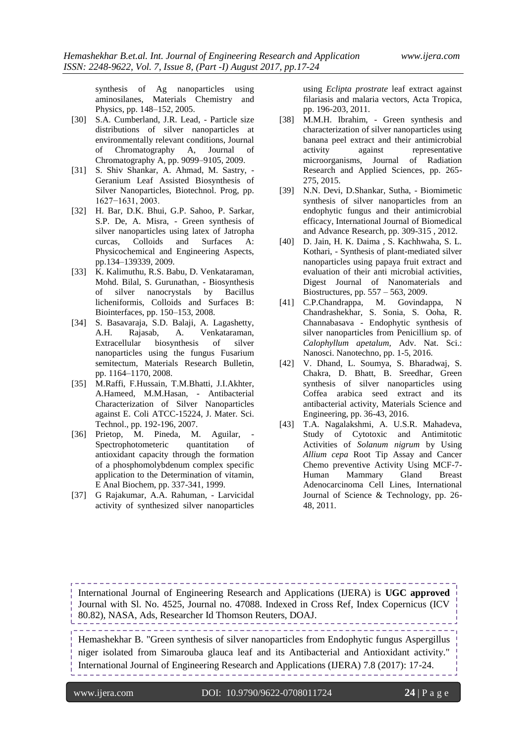synthesis of Ag nanoparticles using aminosilanes, Materials Chemistry and Physics, pp. 148–152, 2005.

[30] S.A. Cumberland, J.R. Lead, - Particle size distributions of silver nanoparticles at environmentally relevant conditions, Journal of Chromatography A, Journal of Chromatography A, pp. 9099–9105, 2009.

[31] S. Shiv Shankar, A. Ahmad, M. Sastry, - Geranium Leaf Assisted Biosynthesis of Silver Nanoparticles, Biotechnol. Prog, pp. 1627−1631, 2003.

[32] H. Bar, D.K. Bhui, G.P. Sahoo, P. Sarkar, S.P. De, A. Misra, - Green synthesis of silver nanoparticles using latex of Jatropha curcas, Colloids and Surfaces A: Physicochemical and Engineering Aspects, pp.134–139339, 2009.

[33] K. Kalimuthu, R.S. Babu, D. Venkataraman, Mohd. Bilal, S. Gurunathan, - Biosynthesis of silver nanocrystals by Bacillus licheniformis, Colloids and Surfaces B: Biointerfaces, pp. 150–153, 2008.

[34] S. Basavaraja, S.D. Balaji, A. Lagashetty, A.H. Rajasab, A. Venkataraman, Extracellular biosynthesis of silver nanoparticles using the fungus Fusarium semitectum, Materials Research Bulletin, pp. 1164–1170, 2008.

[35] M.Raffi, F.Hussain, T.M.Bhatti, J.I.Akhter, A.Hameed, M.M.Hasan, - Antibacterial Characterization of Silver Nanoparticles against E. Coli ATCC-15224, J. Mater. Sci. Technol., pp. 192-196, 2007.

[36] Prietop, M. Pineda, M. Aguilar, - Spectrophotometeric quantitation of antioxidant capacity through the formation of a phosphomolybdenum complex specific application to the Determination of vitamin, E Anal Biochem, pp. 337-341, 1999.

[37] G Rajakumar, A.A. Rahuman, - Larvicidal activity of synthesized silver nanoparticles using *Eclipta prostrate* leaf extract against filariasis and malaria vectors, Acta Tropica, pp. 196-203, 2011.

[38] M.M.H. Ibrahim, - Green synthesis and characterization of silver nanoparticles using banana peel extract and their antimicrobial activity against representative microorganisms, Journal of Radiation Research and Applied Sciences, pp. 265-275, 2015.

[39] N.N. Devi, D.Shankar, Sutha, - Biomimetic synthesis of silver nanoparticles from an endophytic fungus and their antimicrobial efficacy, International Journal of Biomedical and Advance Research, pp. 309-315 , 2012.

[40] D. Jain, H. K. Daima , S. Kachhwaha, S. L. Kothari, - Synthesis of plant-mediated silver nanoparticles using papaya fruit extract and evaluation of their anti microbial activities, Digest Journal of Nanomaterials and Biostructures, pp. 557 – 563, 2009.

[41] C.P.Chandrappa, M. Govindappa, N Chandrashekhar, S. Sonia, S. Ooha, R. Channabasava - Endophytic synthesis of silver nanoparticles from Penicillium sp. of *Calophyllum apetalum*, Adv. Nat. Sci.: Nanosci. Nanotechno, pp. 1-5, 2016.

[42] V. Dhand, L. Soumya, S. Bharadwaj, S. Chakra, D. Bhatt, B. Sreedhar, Green synthesis of silver nanoparticles using Coffea arabica seed extract and its antibacterial activity, Materials Science and Engineering, pp. 36-43, 2016.

[43] T.A. Nagalakshmi, A. U.S.R. Mahadeva, Study of Cytotoxic and Antimitotic Activities of *Solanum nigrum* by Using *Allium cepa* Root Tip Assay and Cancer Chemo preventive Activity Using MCF-7-Human Mammary Gland Breast Adenocarcinoma Cell Lines, International Journal of Science & Technology, pp. 26-48, 2011.

International Journal of Engineering Research and Applications (IJERA) is **UGC approved** Journal with Sl. No. 4525, Journal no. 47088. Indexed in Cross Ref, Index Copernicus (ICV 80.82), NASA, Ads, Researcher Id Thomson Reuters, DOAJ.

Hemashekhar B. "Green synthesis of silver nanoparticles from Endophytic fungus Aspergillus niger isolated from Simarouba glauca leaf and its Antibacterial and Antioxidant activity." International Journal of Engineering Research and Applications (IJERA) 7.8 (2017): 17-24.